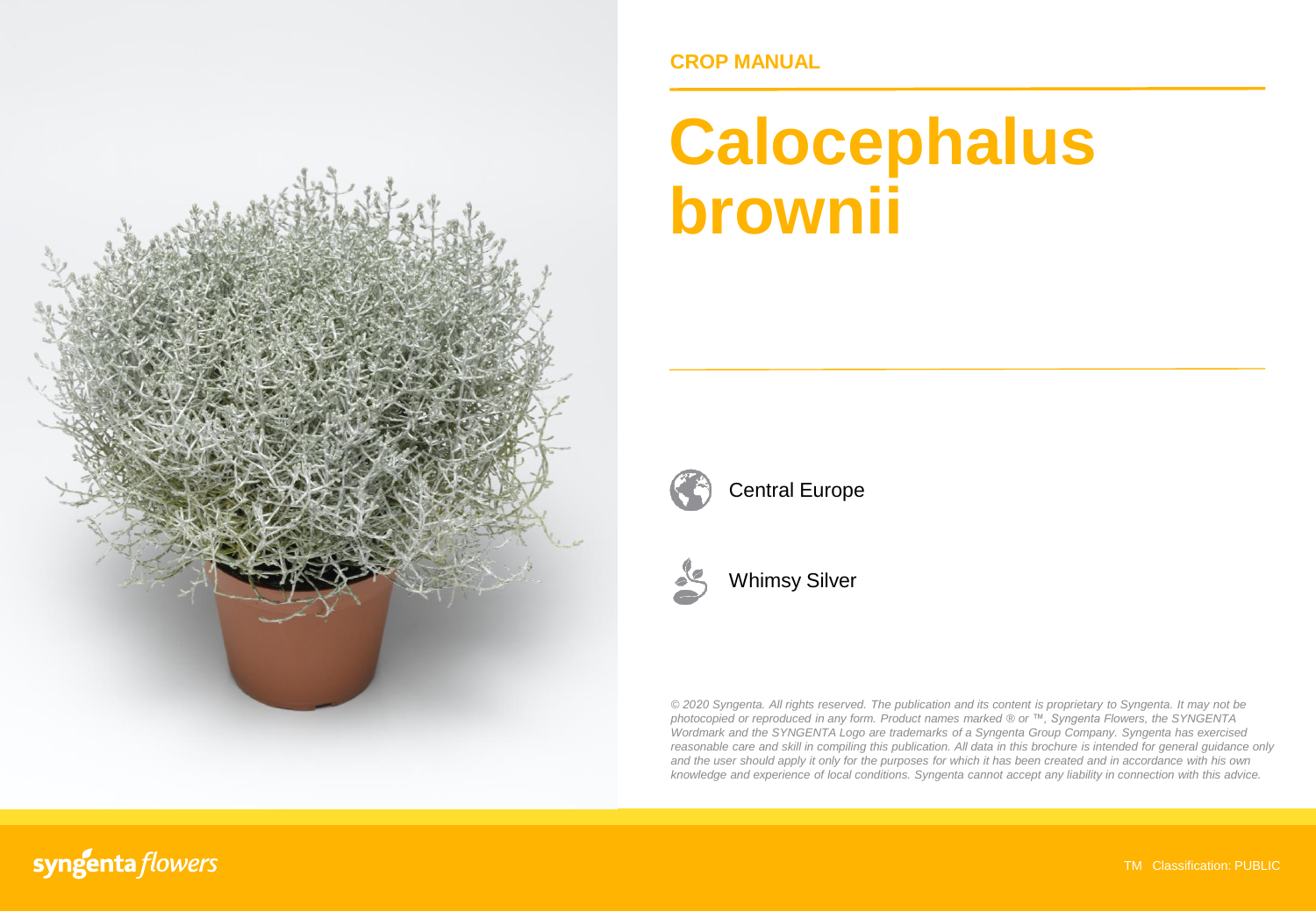CROP MANUAL

# Calocephalus brownii

Central Europe

Whimsy Silver

*© 2020 Syngenta. All rights reserved. The publication and its content is proprietary to Syngenta. It may not be photocopied or reproduced in any form. Product names marked ® or ™, Syngenta Flowers, the SYNGENTA Wordmark and the SYNGENTA Logo are trademarks of a Syngenta Group Company. Syngenta has exercised reasonable care and skill in compiling this publication. All data in this brochure is intended for general guidance only and the user should apply it only for the purposes for which it has been created and in accordance with his own knowledge and experience of local conditions. Syngenta cannot accept any liability in connection with this advice.*

syngenta flowers

TM Classification: PUBLIC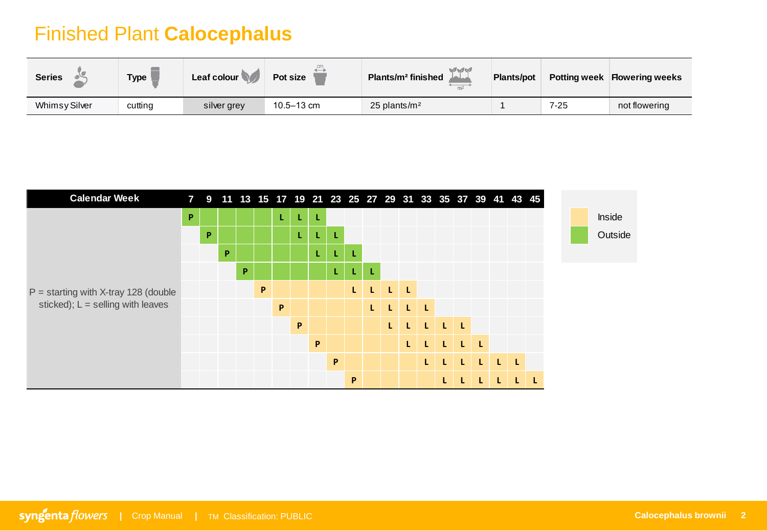# Finished Plant **Calocephalus**

| Series | Type | Leaf colour | Pot size | Plants/m² finished | Plants/pot | Potting week | Flowering weeks |
|---|---|---|---|---|---|---|---|
| Whimsy Silver | cutting | silver grey | 10.5–13 cm | 25 plants/m² | 1 | 7-25 | not flowering |

| Calendar Week | 7 | 9 | 11 | 13 | 15 | 17 | 19 | 21 | 23 | 25 | 27 | 29 | 31 | 33 | 35 | 37 | 39 | 41 | 43 | 45 |
|---|---|---|---|---|---|---|---|---|---|---|---|---|---|---|---|---|---|---|---|---|
| P = starting with X-tray 128 (double sticked); L = selling with leaves | P | | | | | L | L | L | | | | | | | | | | | | |
| | | P | | | | | L | L | L | | | | | | | | | | | |
| | | | P | | | | | L | L | L | | | | | | | | | | |
| | | | | P | | | | | L | L | L | | | | | | | | | |
| | | | | | P | | | | | L | L | L | L | | | | | | | |
| | | | | | | P | | | | | L | L | L | L | | | | | | |
| | | | | | | | P | | | | | L | L | L | L | L | | | | |
| | | | | | | | | P | | | | | L | L | L | L | L | | | |
| | | | | | | | | | P | | | | | L | L | L | L | L | L | |
| | | | | | | | | | | P | | | | | L | L | L | L | L | L |

Legend: Inside (potting weeks 15–25 rows); Outside (potting weeks 7–13 rows)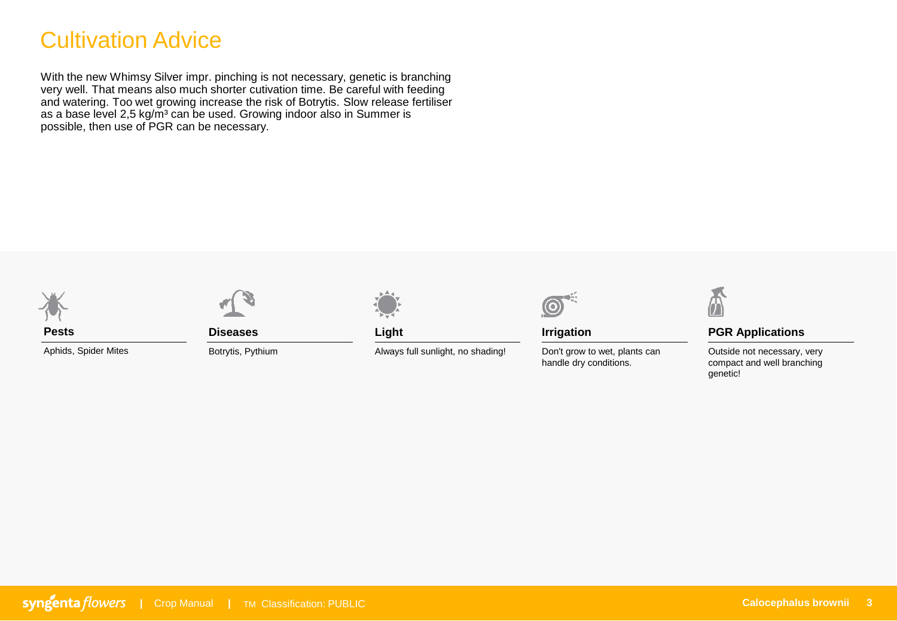# Cultivation Advice

With the new Whimsy Silver impr. pinching is not necessary, genetic is branching very well. That means also much shorter cutivation time. Be careful with feeding and watering. Too wet growing increase the risk of Botrytis. Slow release fertiliser as a base level 2,5 kg/m³ can be used. Growing indoor also in Summer is possible, then use of PGR can be necessary.

### Pests

Aphids, Spider Mites

### Diseases

Botrytis, Pythium

### Light

Always full sunlight, no shading!

### Irrigation

Don't grow to wet, plants can handle dry conditions.

### PGR Applications

Outside not necessary, very compact and well branching genetic!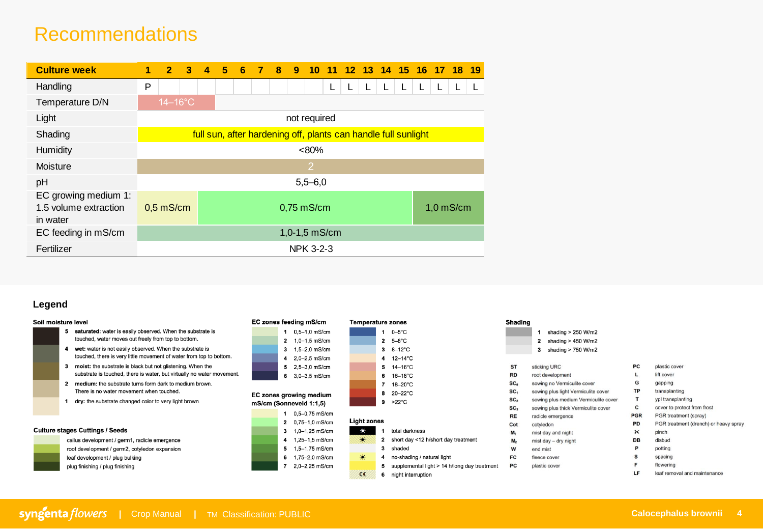# Recommendations

| Culture week | 1 | 2 | 3 | 4 | 5 | 6 | 7 | 8 | 9 | 10 | 11 | 12 | 13 | 14 | 15 | 16 | 17 | 18 | 19 |
|---|---|---|---|---|---|---|---|---|---|---|---|---|---|---|---|---|---|---|---|
| Handling | P | | | | | | | | | | L | L | L | L | L | L | L | L | L |
| Temperature D/N | 14–16°C | | | | | | | | | | | | | | | | | | |
| Light | not required | | | | | | | | | | | | | | | | | | |
| Shading | full sun, after hardening off, plants can handle full sunlight | | | | | | | | | | | | | | | | | | |
| Humidity | <80% | | | | | | | | | | | | | | | | | | |
| Moisture | 2 | | | | | | | | | | | | | | | | | | |
| pH | 5,5–6,0 | | | | | | | | | | | | | | | | | | |
| EC growing medium 1: 1.5 volume extraction in water | 0,5 mS/cm | | | 0,75 mS/cm | | | | | | | | | | | | 1,0 mS/cm | | | |
| EC feeding in mS/cm | 1,0-1,5 mS/cm | | | | | | | | | | | | | | | | | | |
| Fertilizer | NPK 3-2-3 | | | | | | | | | | | | | | | | | | |

## Legend

**Soil moisture level**

- 5 **saturated:** water is easily observed. When the substrate is touched, water moves out freely from top to bottom.
- 4 **wet:** water is not easily observed. When the substrate is touched, there is very little movement of water from top to bottom.
- 3 **moist:** the substrate is black but not glistening. When the substrate is touched, there is water, but virtually no water movement.
- 2 **medium:** the substrate turns form dark to medium brown. There is no water movement when touched.
- 1 **dry:** the substrate changed color to very light brown.

**Culture stages Cuttings / Seeds**

- callus development / germ1, radicle emergence
- root development / germ2, cotyledon expansion
- leaf development / plug bulking
- plug finishing / plug finishing

**EC zones feeding mS/cm**

- 1 0,5–1,0 mS/cm
- 2 1,0–1,5 mS/cm
- 3 1,5–2,0 mS/cm
- 4 2,0–2,5 mS/cm
- 5 2,5–3,0 mS/cm
- 6 3,0–3,5 mS/cm

**EC zones growing medium mS/cm (Sonneveld 1:1,5)**

- 1 0,5–0,75 mS/cm
- 2 0,75–1,0 mS/cm
- 3 1,0–1,25 mS/cm
- 4 1,25–1,5 mS/cm
- 5 1,5–1,75 mS/cm
- 6 1,75–2,0 mS/cm
- 7 2,0–2,25 mS/cm

**Temperature zones**

- 1 0–5°C
- 2 5–8°C
- 3 8–12°C
- 4 12–14°C
- 5 14–16°C
- 6 16–18°C
- 7 18–20°C
- 8 20–22°C
- 9 >22°C

**Light zones**

- 1 total darkness
- 2 short day <12 h/short day treatment
- 3 shaded
- 4 no-shading / natural light
- 5 supplemental light > 14 h/long day treatment
- 6 night interruption

**Shading**

- 1 shading > 250 W/m2
- 2 shading > 450 W/m2
- 3 shading > 750 W/m2

| | |
|---|---|
| ST | sticking URC |
| RD | root development |
| $SC_0$ | sowing no Vermiculite cover |
| $SC_1$ | sowing plus light Vermiculite cover |
| $SC_2$ | sowing plus medium Vermiculite cover |
| $SC_3$ | sowing plus thick Vermiculite cover |
| RE | radicle emergence |
| Cot | cotyledon |
| $M_1$ | mist day and night |
| $M_2$ | mist day – dry night |
| W | end mist |
| FC | fleece cover |
| PC | plastic cover |
| PC | plastic cover |
| L | lift cover |
| G | gapping |
| TP | transplanting |
| T | ypl transplanting |
| C | cover to protect from frost |
| PGR | PGR treatment (spray) |
| PD | PGR treatment (drench) or heavy spray |
| ✂ | pinch |
| DB | disbud |
| P | potting |
| S | spacing |
| F | flowering |
| LF | leaf removal and maintenance |